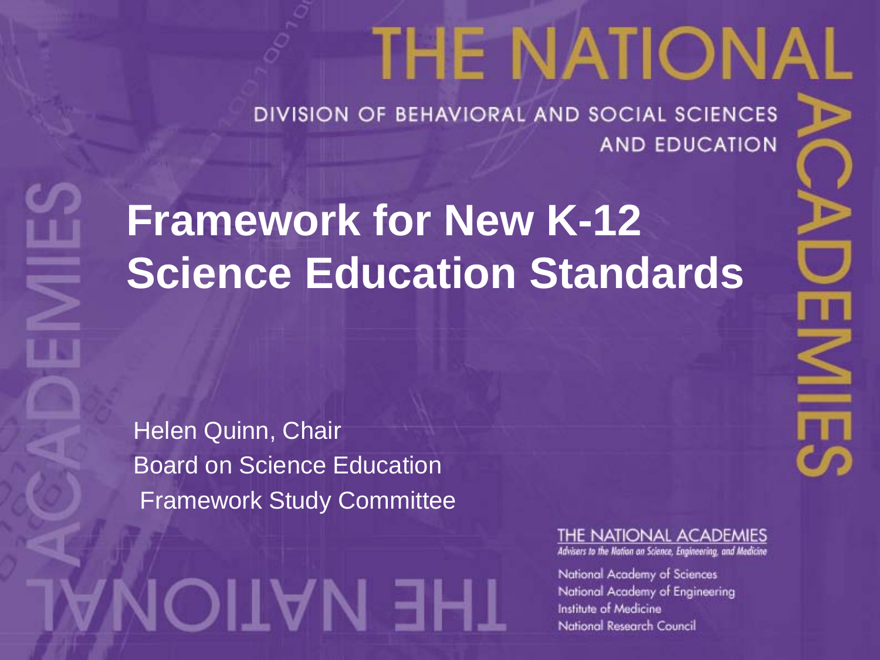THE NATIONAL ACADEMIES

DIVISION OF BEHAVIORAL AND SOCIAL SCIENCES AND EDUCATION

# Framework for New K-12 Science Education Standards

Helen Quinn, Chair

Board on Science Education

Framework Study Committee

THE NATIONAL ACADEMIES

*Advisers to the Nation on Science, Engineering, and Medicine*

National Academy of Sciences

National Academy of Engineering

Institute of Medicine

National Research Council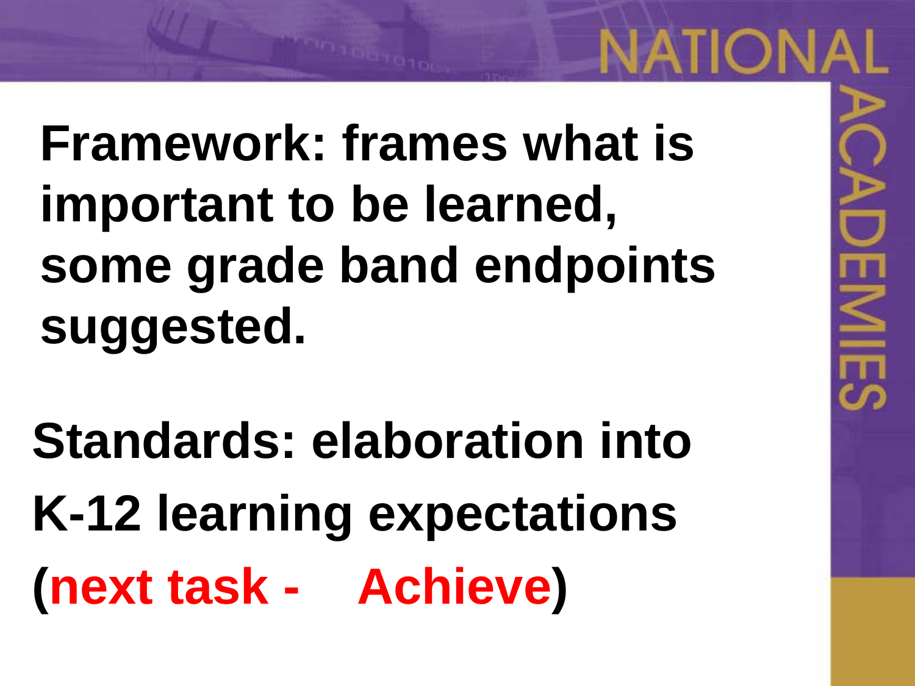**Framework: frames what is important to be learned, some grade band endpoints suggested.**

**Standards: elaboration into K-12 learning expectations (next task - Achieve)**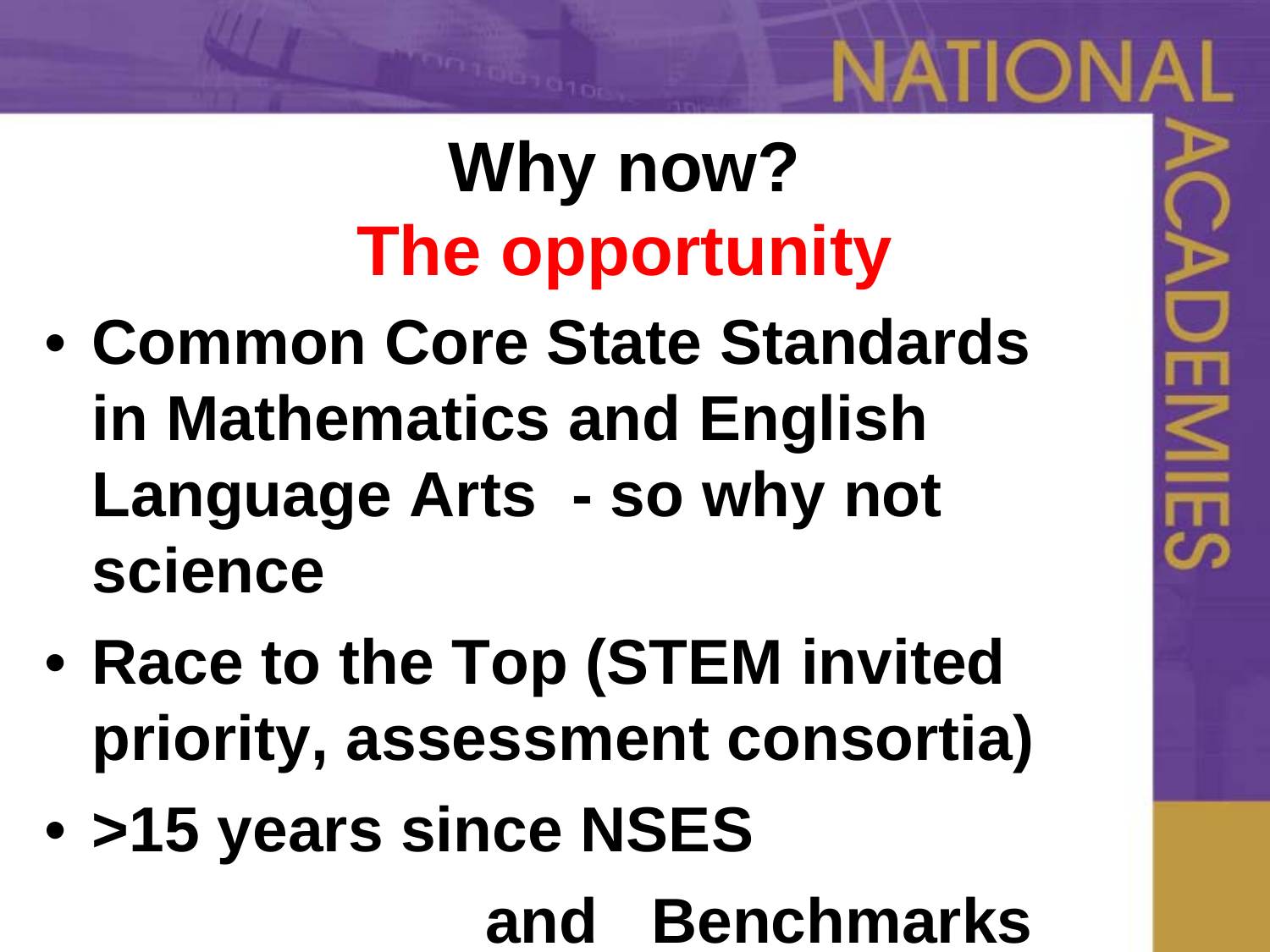# Why now?
## The opportunity

- **Common Core State Standards in Mathematics and English Language Arts - so why not science**
- **Race to the Top (STEM invited priority, assessment consortia)**
- **>15 years since NSES and Benchmarks**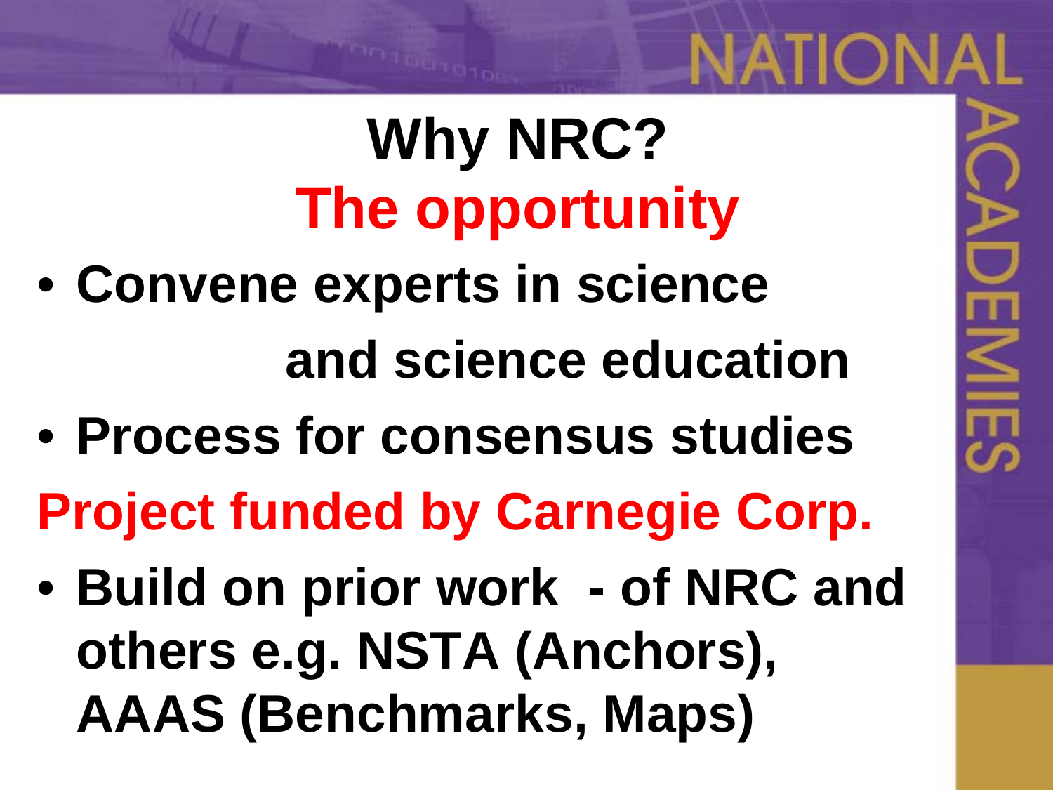# Why NRC?

## The opportunity

- **Convene experts in science and science education**
- **Process for consensus studies**

**Project funded by Carnegie Corp.**

- **Build on prior work - of NRC and others e.g. NSTA (Anchors), AAAS (Benchmarks, Maps)**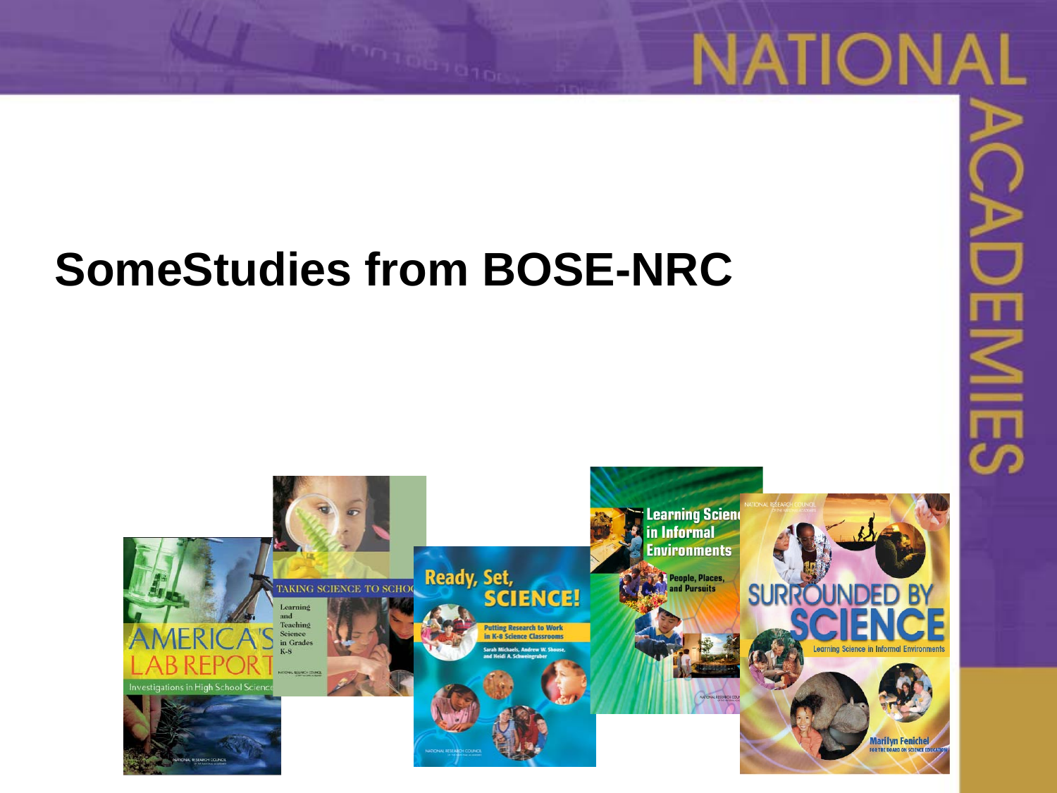# SomeStudies from BOSE-NRC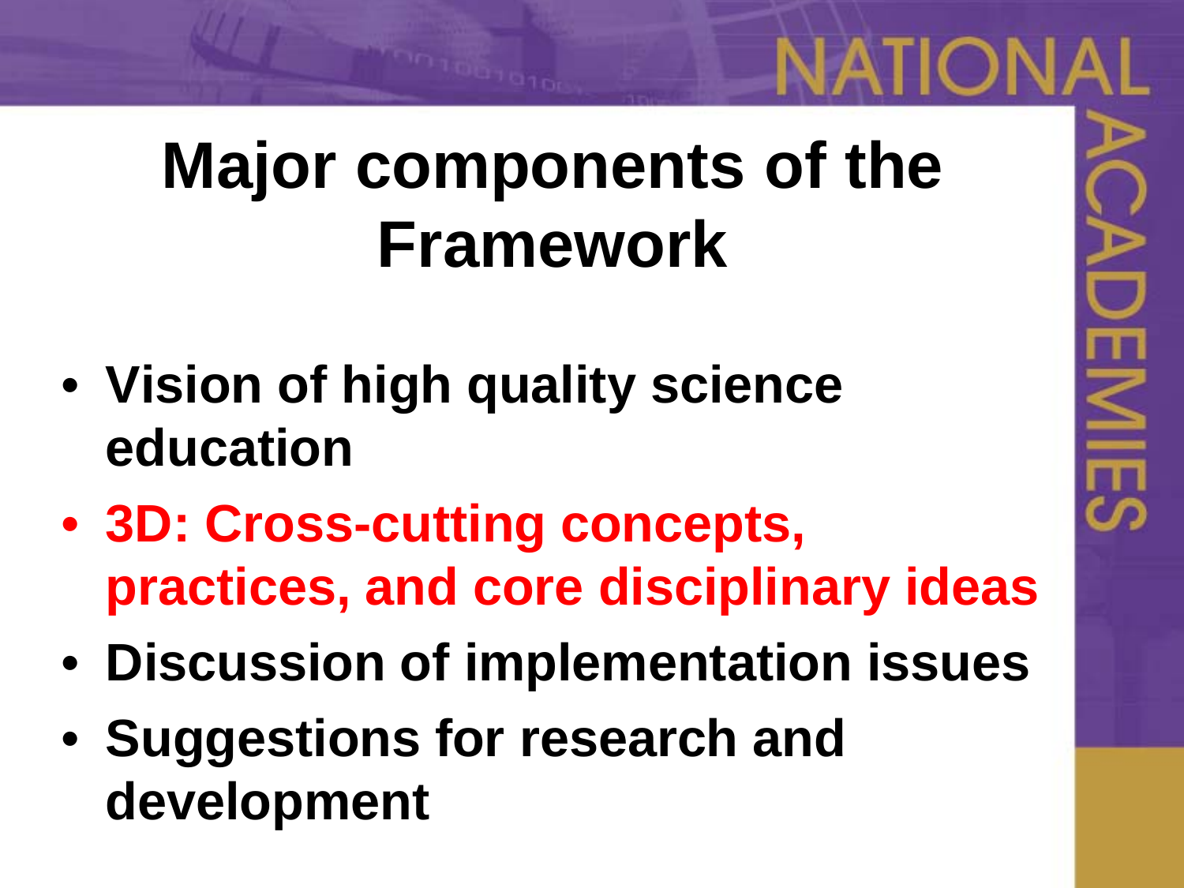# Major components of the Framework

- **Vision of high quality science education**
- **3D: Cross-cutting concepts, practices, and core disciplinary ideas**
- **Discussion of implementation issues**
- **Suggestions for research and development**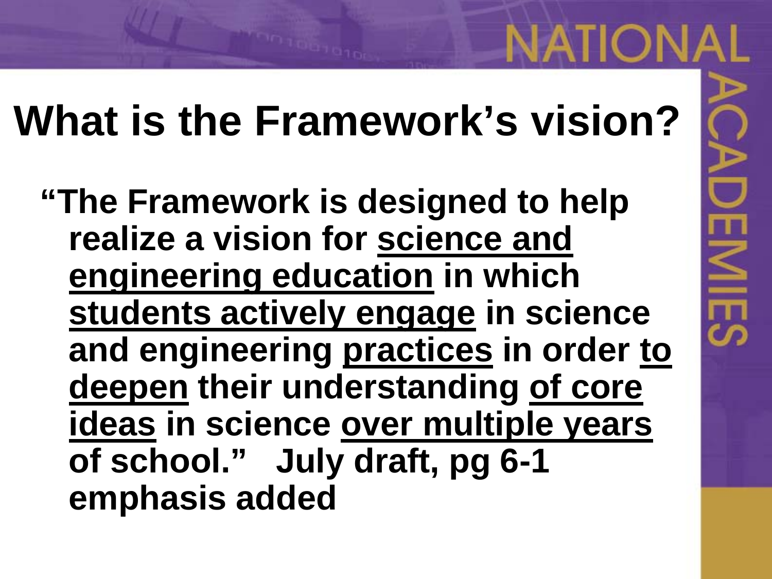# What is the Framework's vision?

**"The Framework is designed to help realize a vision for <u>science and engineering education</u> in which <u>students actively engage</u> in science and engineering <u>practices</u> in order <u>to deepen</u> their understanding <u>of core ideas</u> in science <u>over multiple years</u> of school." July draft, pg 6-1 emphasis added**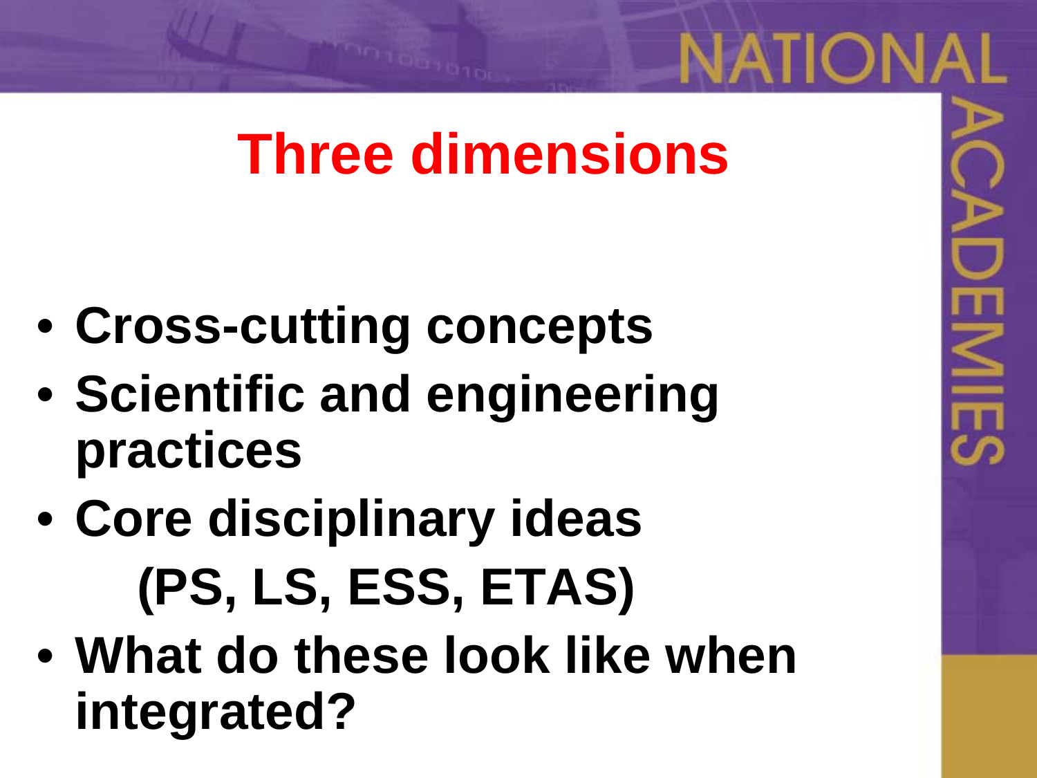# Three dimensions

- **Cross-cutting concepts**
- **Scientific and engineering practices**
- **Core disciplinary ideas**

  **(PS, LS, ESS, ETAS)**
- **What do these look like when integrated?**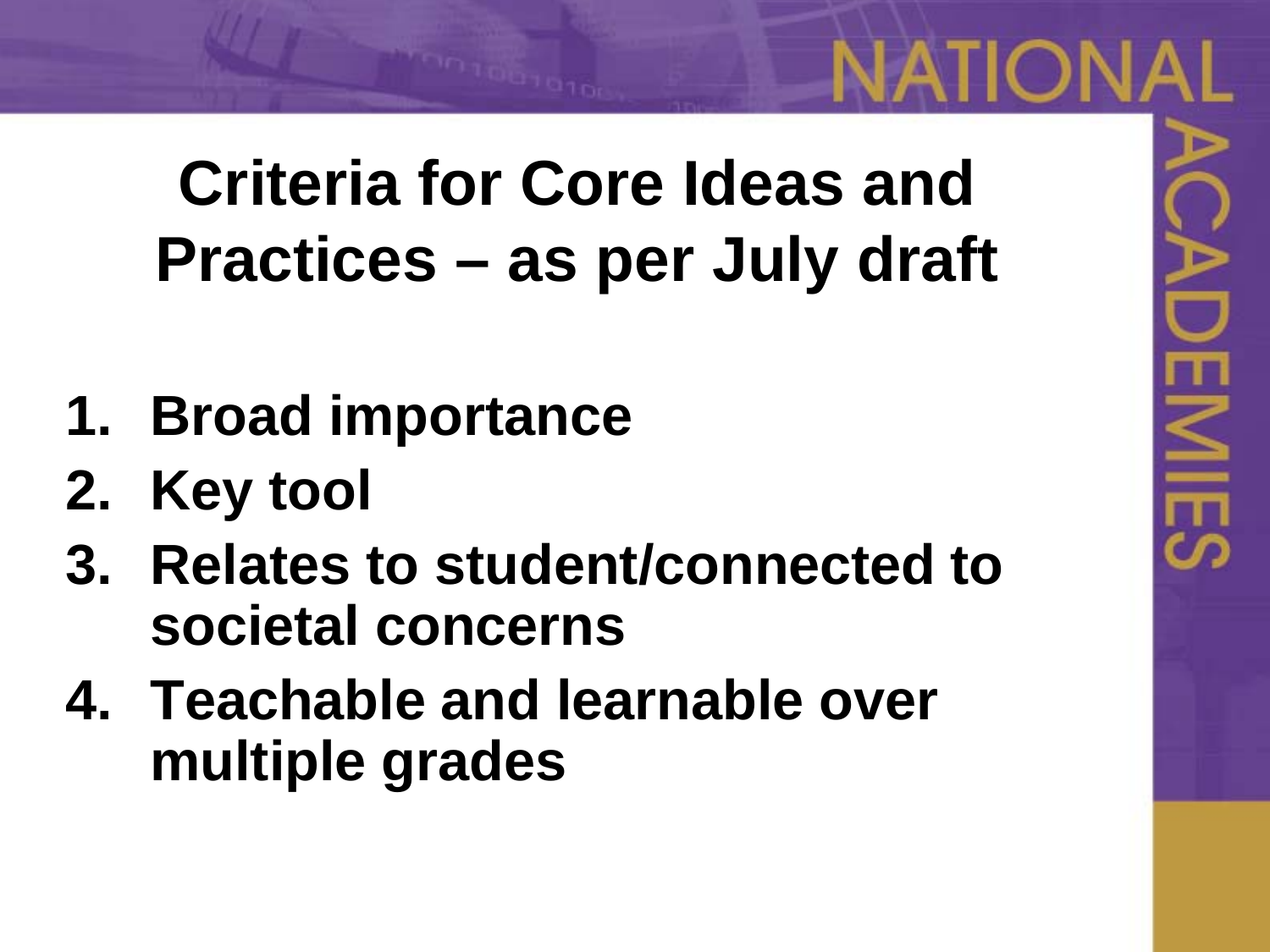# Criteria for Core Ideas and Practices – as per July draft

1. **Broad importance**
2. **Key tool**
3. **Relates to student/connected to societal concerns**
4. **Teachable and learnable over multiple grades**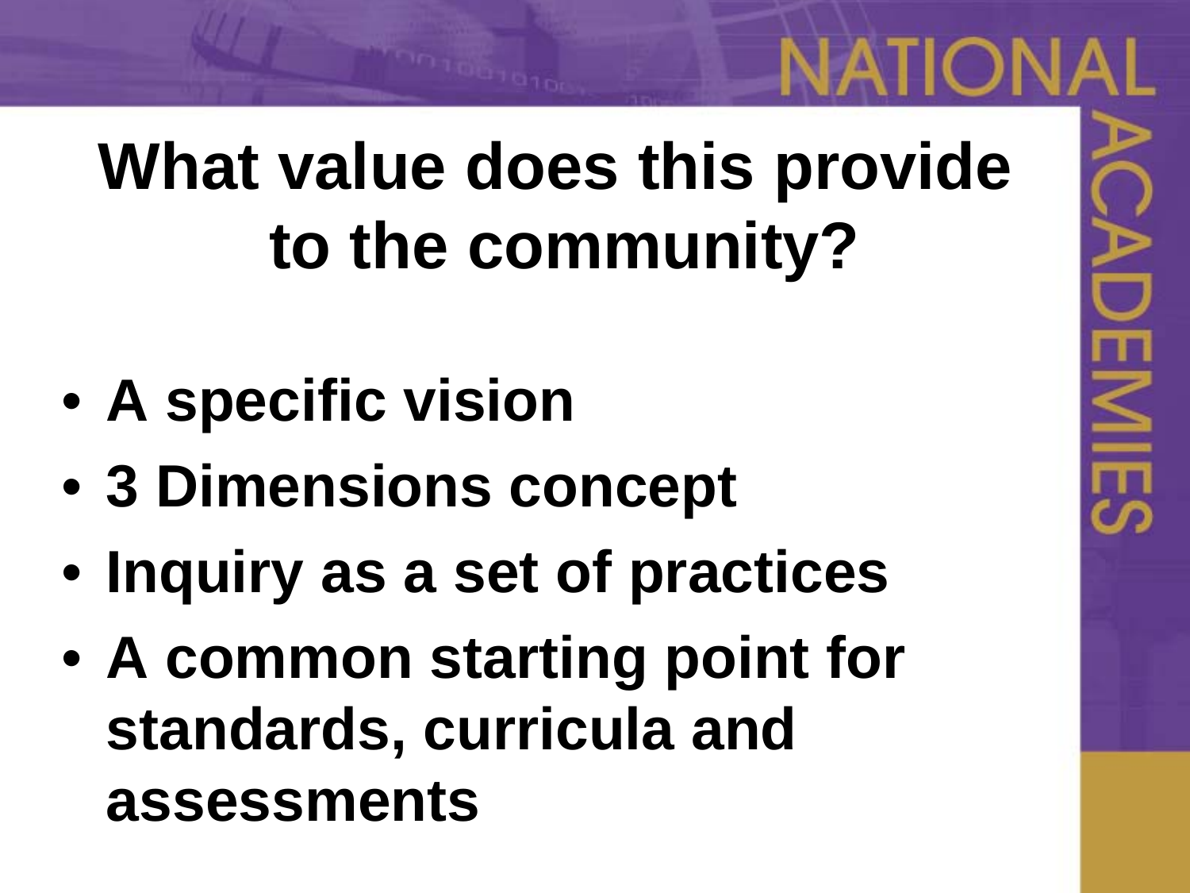# What value does this provide to the community?

- A specific vision
- 3 Dimensions concept
- Inquiry as a set of practices
- A common starting point for standards, curricula and assessments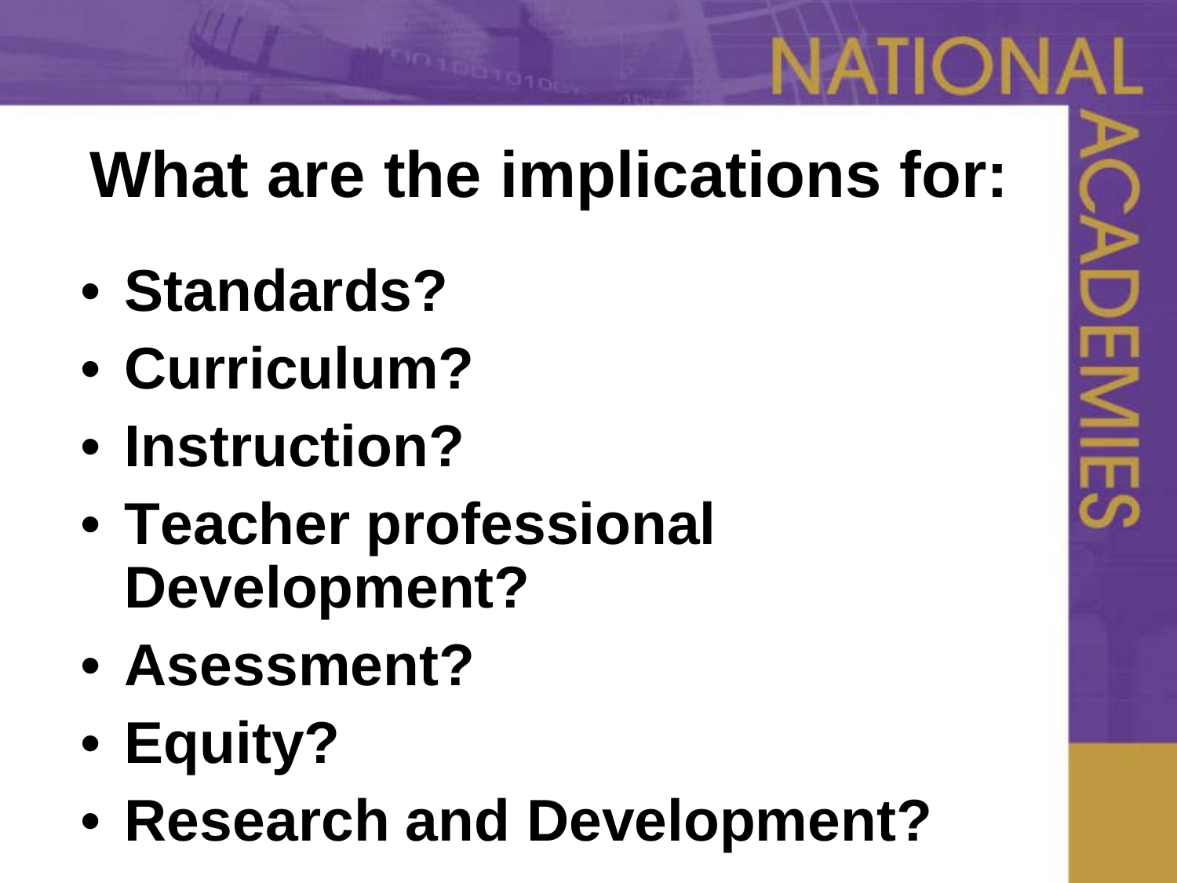# What are the implications for:

- **Standards?**
- **Curriculum?**
- **Instruction?**
- **Teacher professional Development?**
- **Asessment?**
- **Equity?**
- **Research and Development?**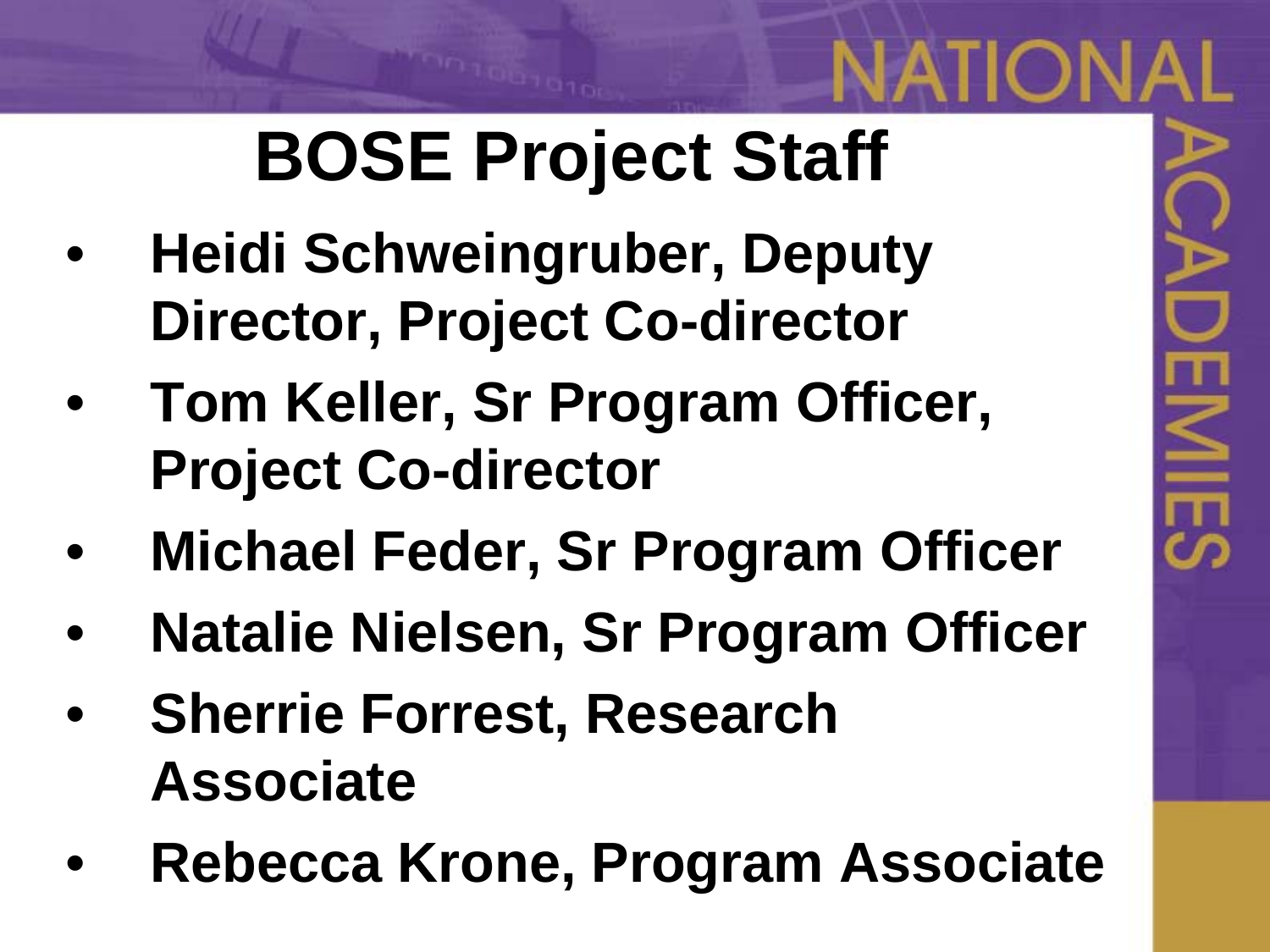# BOSE Project Staff

- Heidi Schweingruber, Deputy Director, Project Co-director
- Tom Keller, Sr Program Officer, Project Co-director
- Michael Feder, Sr Program Officer
- Natalie Nielsen, Sr Program Officer
- Sherrie Forrest, Research Associate
- Rebecca Krone, Program Associate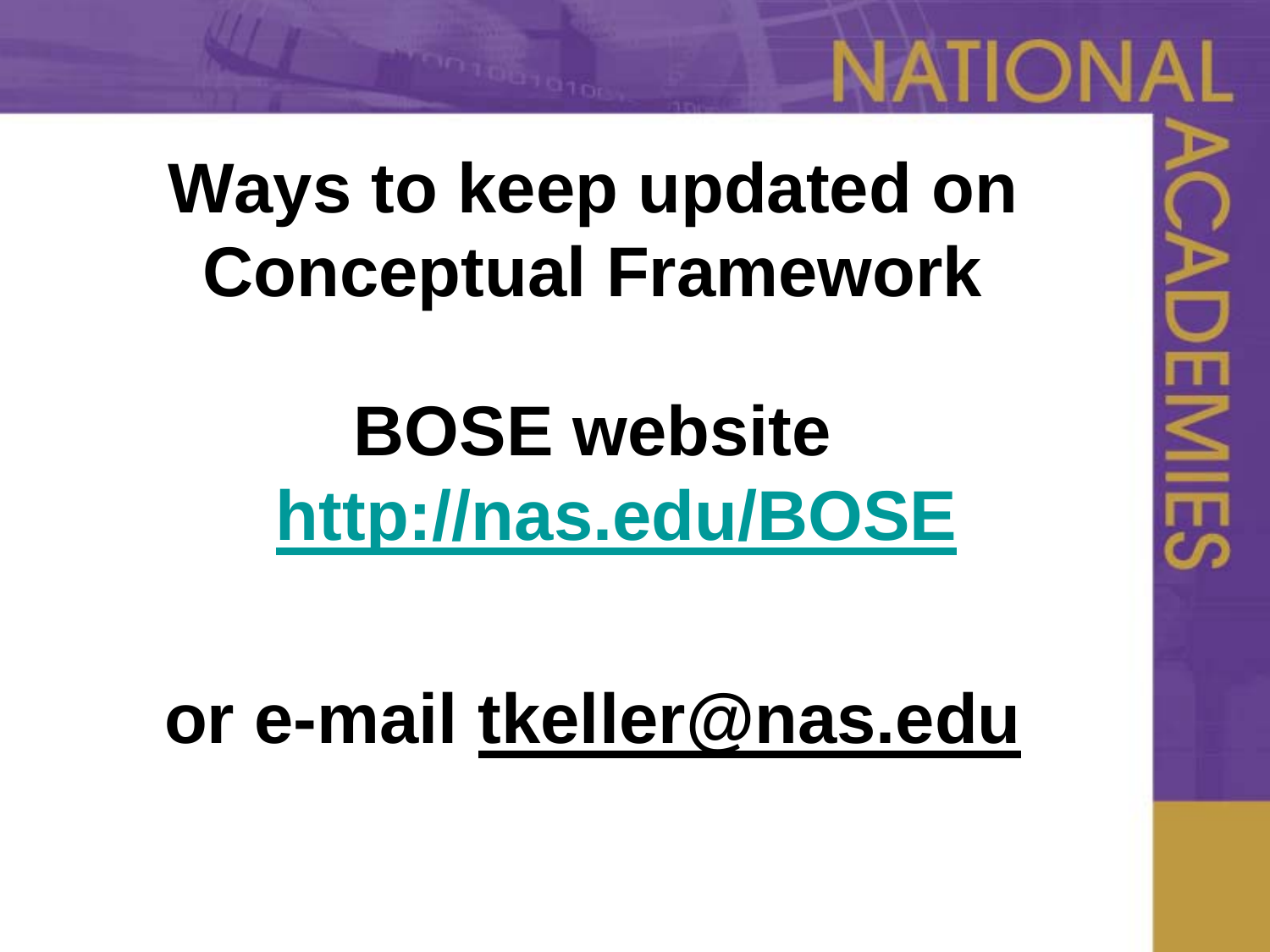# Ways to keep updated on Conceptual Framework

## BOSE website

**http://nas.edu/BOSE**

**or e-mail tkeller@nas.edu**